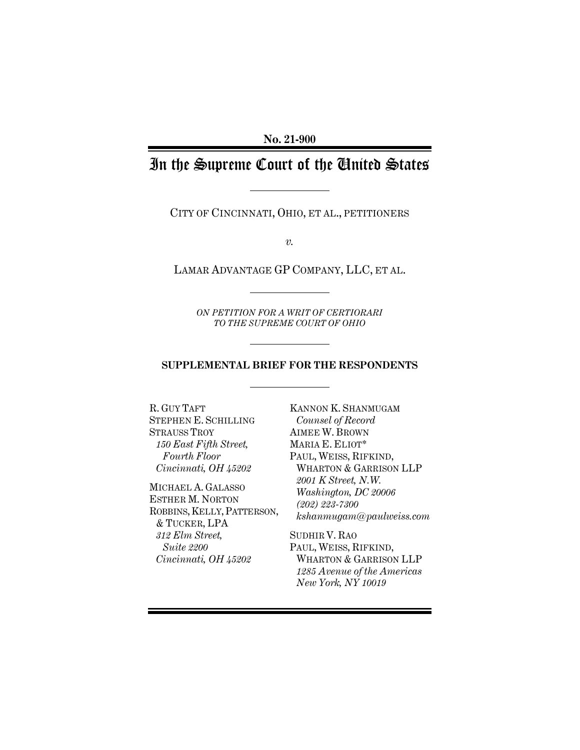**No. 21-900**

# In the Supreme Court of the United States

CITY OF CINCINNATI, OHIO, ET AL., PETITIONERS

*v.*

LAMAR ADVANTAGE GP COMPANY, LLC, ET AL.

*ON PETITION FOR A WRIT OF CERTIORARI TO THE SUPREME COURT OF OHIO*

**SUPPLEMENTAL BRIEF FOR THE RESPONDENTS**

R. GUY TAFT
STEPHEN E. SCHILLING
STRAUSS TROY
*150 East Fifth Street, Fourth Floor*
*Cincinnati, OH 45202*

MICHAEL A. GALASSO
ESTHER M. NORTON
ROBBINS, KELLY, PATTERSON, & TUCKER, LPA
*312 Elm Street, Suite 2200*
*Cincinnati, OH 45202*

KANNON K. SHANMUGAM
*Counsel of Record*
AIMEE W. BROWN
MARIA E. ELIOT*
PAUL, WEISS, RIFKIND, WHARTON & GARRISON LLP
*2001 K Street, N.W.*
*Washington, DC 20006*
*(202) 223-7300*
*kshanmugam@paulweiss.com*

SUDHIR V. RAO
PAUL, WEISS, RIFKIND, WHARTON & GARRISON LLP
*1285 Avenue of the Americas*
*New York, NY 10019*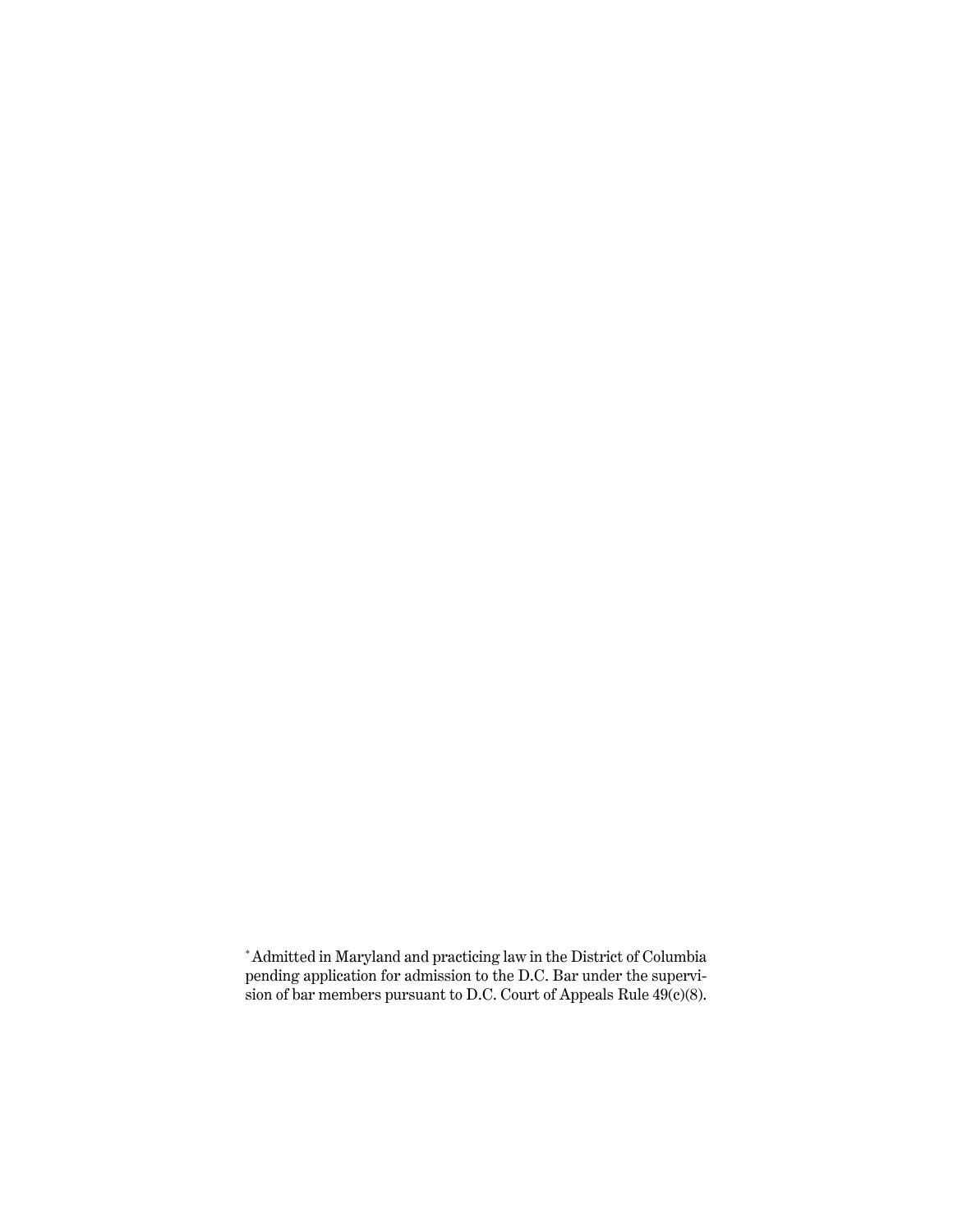[*] Admitted in Maryland and practicing law in the District of Columbia pending application for admission to the D.C. Bar under the supervision of bar members pursuant to D.C. Court of Appeals Rule 49(c)(8).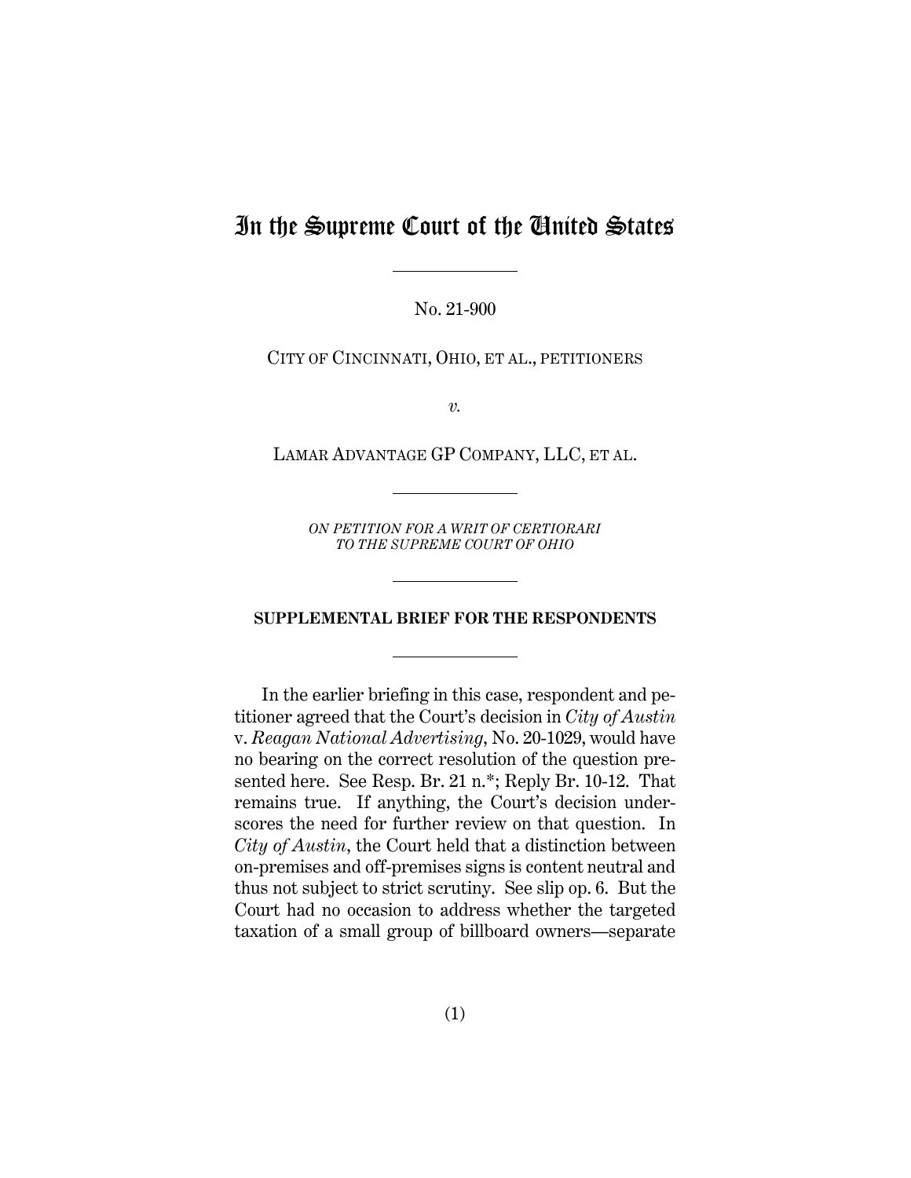# In the Supreme Court of the United States

No. 21-900

CITY OF CINCINNATI, OHIO, ET AL., PETITIONERS

*v.*

LAMAR ADVANTAGE GP COMPANY, LLC, ET AL.

*ON PETITION FOR A WRIT OF CERTIORARI TO THE SUPREME COURT OF OHIO*

**SUPPLEMENTAL BRIEF FOR THE RESPONDENTS**

In the earlier briefing in this case, respondent and petitioner agreed that the Court's decision in *City of Austin* v. *Reagan National Advertising*, No. 20-1029, would have no bearing on the correct resolution of the question presented here. See Resp. Br. 21 n.*; Reply Br. 10-12. That remains true. If anything, the Court's decision underscores the need for further review on that question. In *City of Austin*, the Court held that a distinction between on-premises and off-premises signs is content neutral and thus not subject to strict scrutiny. See slip op. 6. But the Court had no occasion to address whether the targeted taxation of a small group of billboard owners—separate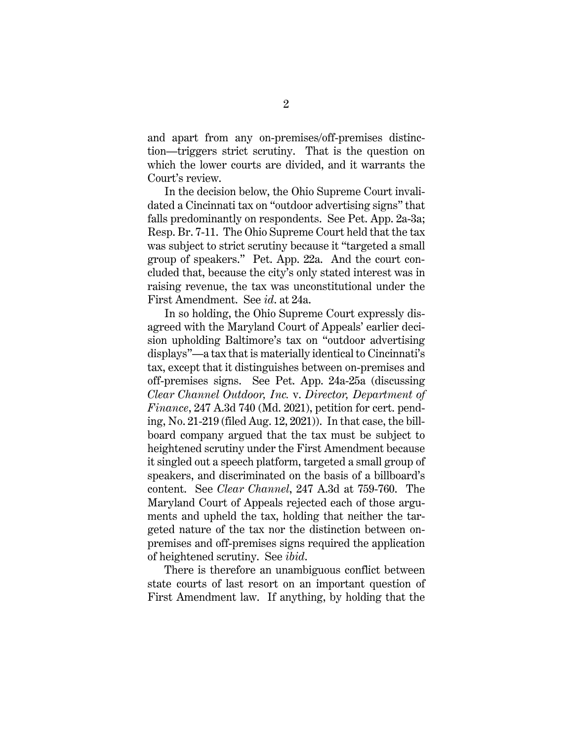and apart from any on-premises/off-premises distinction—triggers strict scrutiny. That is the question on which the lower courts are divided, and it warrants the Court's review.

In the decision below, the Ohio Supreme Court invalidated a Cincinnati tax on "outdoor advertising signs" that falls predominantly on respondents. See Pet. App. 2a-3a; Resp. Br. 7-11. The Ohio Supreme Court held that the tax was subject to strict scrutiny because it "targeted a small group of speakers." Pet. App. 22a. And the court concluded that, because the city's only stated interest was in raising revenue, the tax was unconstitutional under the First Amendment. See *id*. at 24a.

In so holding, the Ohio Supreme Court expressly disagreed with the Maryland Court of Appeals' earlier decision upholding Baltimore's tax on "outdoor advertising displays"—a tax that is materially identical to Cincinnati's tax, except that it distinguishes between on-premises and off-premises signs. See Pet. App. 24a-25a (discussing *Clear Channel Outdoor, Inc.* v. *Director, Department of Finance*, 247 A.3d 740 (Md. 2021), petition for cert. pending, No. 21-219 (filed Aug. 12, 2021)). In that case, the billboard company argued that the tax must be subject to heightened scrutiny under the First Amendment because it singled out a speech platform, targeted a small group of speakers, and discriminated on the basis of a billboard's content. See *Clear Channel*, 247 A.3d at 759-760. The Maryland Court of Appeals rejected each of those arguments and upheld the tax, holding that neither the targeted nature of the tax nor the distinction between on-premises and off-premises signs required the application of heightened scrutiny. See *ibid*.

There is therefore an unambiguous conflict between state courts of last resort on an important question of First Amendment law. If anything, by holding that the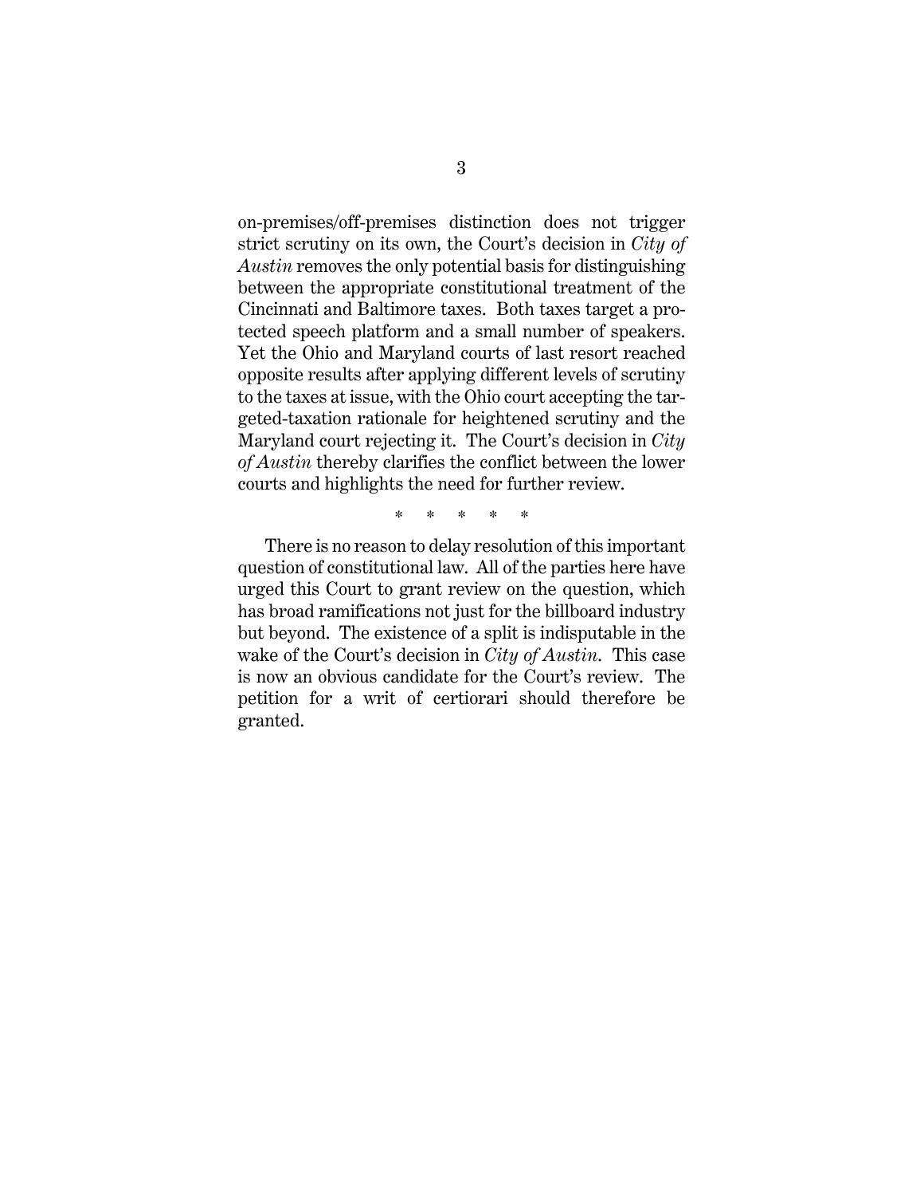on-premises/off-premises distinction does not trigger strict scrutiny on its own, the Court's decision in *City of Austin* removes the only potential basis for distinguishing between the appropriate constitutional treatment of the Cincinnati and Baltimore taxes. Both taxes target a protected speech platform and a small number of speakers. Yet the Ohio and Maryland courts of last resort reached opposite results after applying different levels of scrutiny to the taxes at issue, with the Ohio court accepting the targeted-taxation rationale for heightened scrutiny and the Maryland court rejecting it. The Court's decision in *City of Austin* thereby clarifies the conflict between the lower courts and highlights the need for further review.

\* \* \* \* \*

There is no reason to delay resolution of this important question of constitutional law. All of the parties here have urged this Court to grant review on the question, which has broad ramifications not just for the billboard industry but beyond. The existence of a split is indisputable in the wake of the Court's decision in *City of Austin*. This case is now an obvious candidate for the Court's review. The petition for a writ of certiorari should therefore be granted.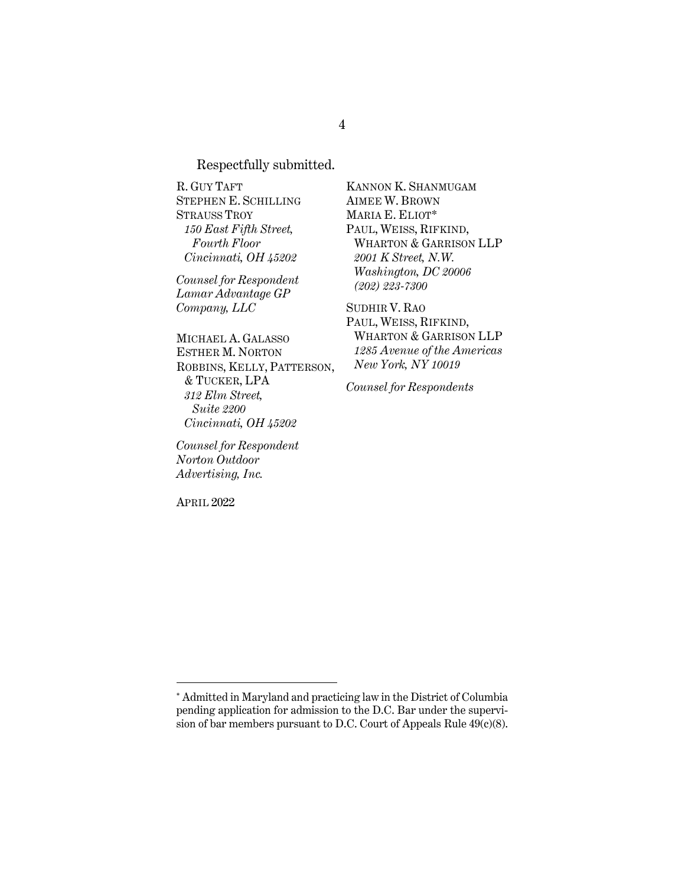Respectfully submitted.

R. GUY TAFT
STEPHEN E. SCHILLING
STRAUSS TROY
*150 East Fifth Street,*
*Fourth Floor*
*Cincinnati, OH 45202*

*Counsel for Respondent Lamar Advantage GP Company, LLC*

MICHAEL A. GALASSO
ESTHER M. NORTON
ROBBINS, KELLY, PATTERSON, & TUCKER, LPA
*312 Elm Street,*
*Suite 2200*
*Cincinnati, OH 45202*

*Counsel for Respondent Norton Outdoor Advertising, Inc.*

KANNON K. SHANMUGAM
AIMEE W. BROWN
MARIA E. ELIOT*
PAUL, WEISS, RIFKIND, WHARTON & GARRISON LLP
*2001 K Street, N.W.*
*Washington, DC 20006*
*(202) 223-7300*

SUDHIR V. RAO
PAUL, WEISS, RIFKIND, WHARTON & GARRISON LLP
*1285 Avenue of the Americas*
*New York, NY 10019*

*Counsel for Respondents*

APRIL 2022

---

* Admitted in Maryland and practicing law in the District of Columbia pending application for admission to the D.C. Bar under the supervision of bar members pursuant to D.C. Court of Appeals Rule 49(c)(8).